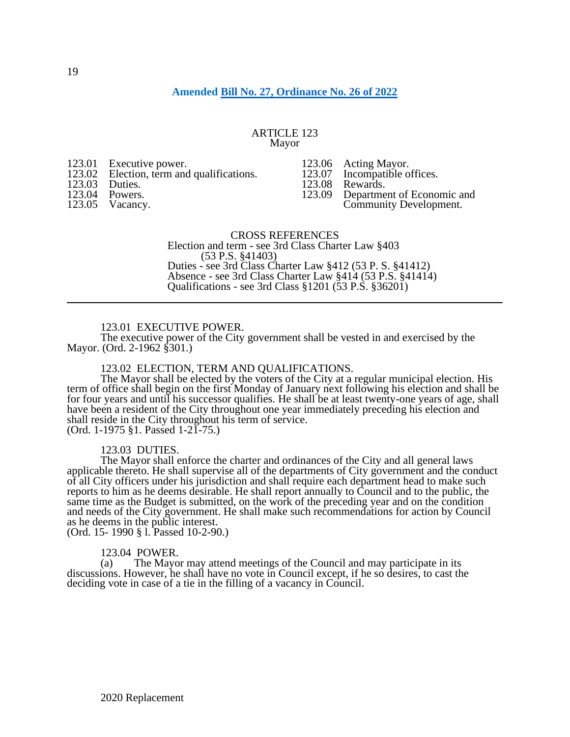**Amended Bill No. 27, Ordinance No. 26 of 2022**

# ARTICLE 123
## Mayor

| | | | |
|---|---|---|---|
| 123.01 | Executive power. | 123.06 | Acting Mayor. |
| 123.02 | Election, term and qualifications. | 123.07 | Incompatible offices. |
| 123.03 | Duties. | 123.08 | Rewards. |
| 123.04 | Powers. | 123.09 | Department of Economic and Community Development. |
| 123.05 | Vacancy. | | |

CROSS REFERENCES
Election and term - see 3rd Class Charter Law §403 (53 P.S. §41403)
Duties - see 3rd Class Charter Law §412 (53 P. S. §41412)
Absence - see 3rd Class Charter Law §414 (53 P.S. §41414)
Qualifications - see 3rd Class §1201 (53 P.S. §36201)

---

### 123.01 EXECUTIVE POWER.

The executive power of the City government shall be vested in and exercised by the Mayor. (Ord. 2-1962 §301.)

### 123.02 ELECTION, TERM AND QUALIFICATIONS.

The Mayor shall be elected by the voters of the City at a regular municipal election. His term of office shall begin on the first Monday of January next following his election and shall be for four years and until his successor qualifies. He shall be at least twenty-one years of age, shall have been a resident of the City throughout one year immediately preceding his election and shall reside in the City throughout his term of service.
(Ord. 1-1975 §1. Passed 1-21-75.)

### 123.03 DUTIES.

The Mayor shall enforce the charter and ordinances of the City and all general laws applicable thereto. He shall supervise all of the departments of City government and the conduct of all City officers under his jurisdiction and shall require each department head to make such reports to him as he deems desirable. He shall report annually to Council and to the public, the same time as the Budget is submitted, on the work of the preceding year and on the condition and needs of the City government. He shall make such recommendations for action by Council as he deems in the public interest.
(Ord. 15- 1990 § l. Passed 10-2-90.)

### 123.04 POWER.

(a) The Mayor may attend meetings of the Council and may participate in its discussions. However, he shall have no vote in Council except, if he so desires, to cast the deciding vote in case of a tie in the filling of a vacancy in Council.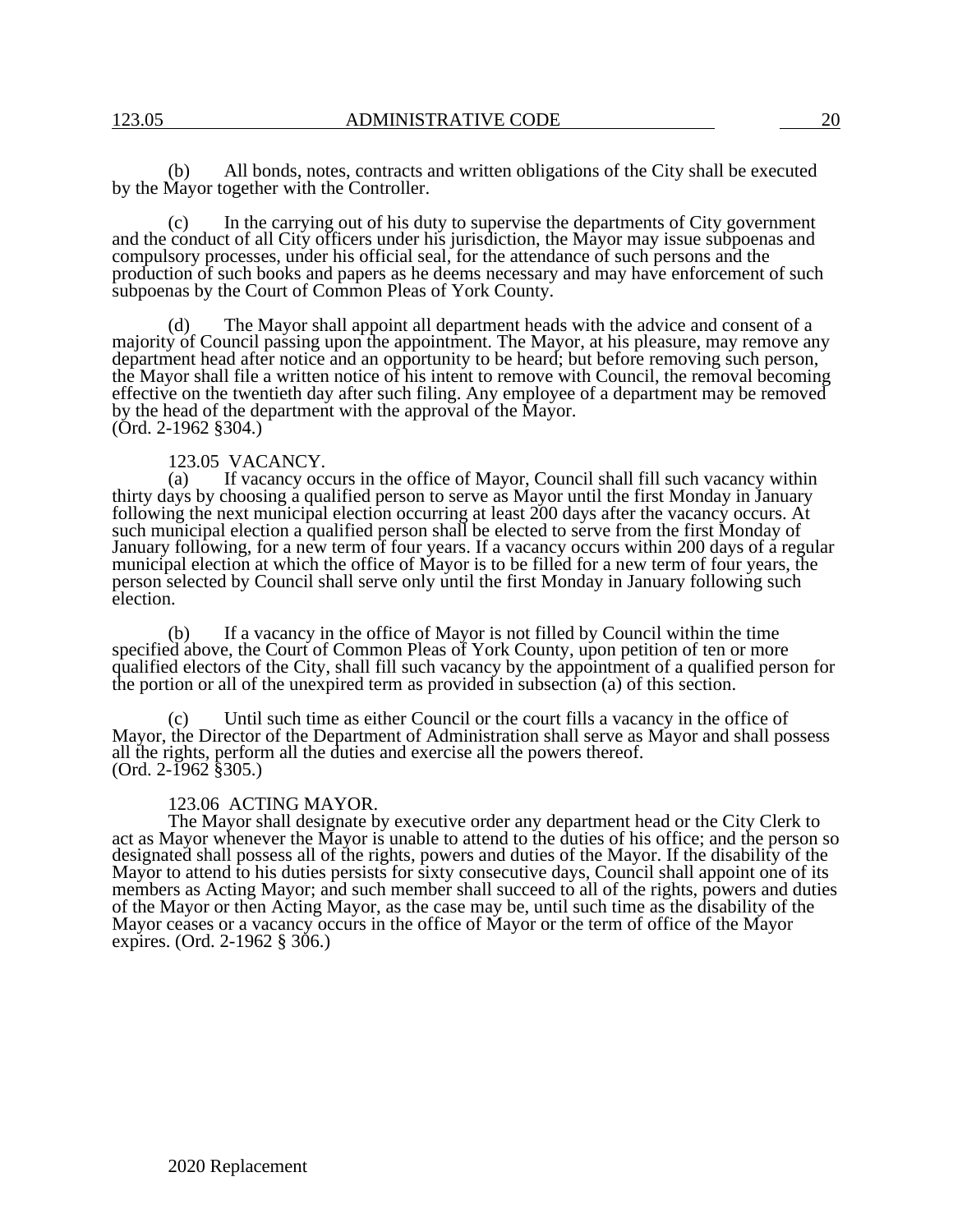(b) All bonds, notes, contracts and written obligations of the City shall be executed by the Mayor together with the Controller.

(c) In the carrying out of his duty to supervise the departments of City government and the conduct of all City officers under his jurisdiction, the Mayor may issue subpoenas and compulsory processes, under his official seal, for the attendance of such persons and the production of such books and papers as he deems necessary and may have enforcement of such subpoenas by the Court of Common Pleas of York County.

(d) The Mayor shall appoint all department heads with the advice and consent of a majority of Council passing upon the appointment. The Mayor, at his pleasure, may remove any department head after notice and an opportunity to be heard; but before removing such person, the Mayor shall file a written notice of his intent to remove with Council, the removal becoming effective on the twentieth day after such filing. Any employee of a department may be removed by the head of the department with the approval of the Mayor.
(Ord. 2-1962 §304.)

### 123.05 VACANCY.

(a) If vacancy occurs in the office of Mayor, Council shall fill such vacancy within thirty days by choosing a qualified person to serve as Mayor until the first Monday in January following the next municipal election occurring at least 200 days after the vacancy occurs. At such municipal election a qualified person shall be elected to serve from the first Monday of January following, for a new term of four years. If a vacancy occurs within 200 days of a regular municipal election at which the office of Mayor is to be filled for a new term of four years, the person selected by Council shall serve only until the first Monday in January following such election.

(b) If a vacancy in the office of Mayor is not filled by Council within the time specified above, the Court of Common Pleas of York County, upon petition of ten or more qualified electors of the City, shall fill such vacancy by the appointment of a qualified person for the portion or all of the unexpired term as provided in subsection (a) of this section.

(c) Until such time as either Council or the court fills a vacancy in the office of Mayor, the Director of the Department of Administration shall serve as Mayor and shall possess all the rights, perform all the duties and exercise all the powers thereof.
(Ord. 2-1962 §305.)

### 123.06 ACTING MAYOR.

The Mayor shall designate by executive order any department head or the City Clerk to act as Mayor whenever the Mayor is unable to attend to the duties of his office; and the person so designated shall possess all of the rights, powers and duties of the Mayor. If the disability of the Mayor to attend to his duties persists for sixty consecutive days, Council shall appoint one of its members as Acting Mayor; and such member shall succeed to all of the rights, powers and duties of the Mayor or then Acting Mayor, as the case may be, until such time as the disability of the Mayor ceases or a vacancy occurs in the office of Mayor or the term of office of the Mayor expires. (Ord. 2-1962 § 306.)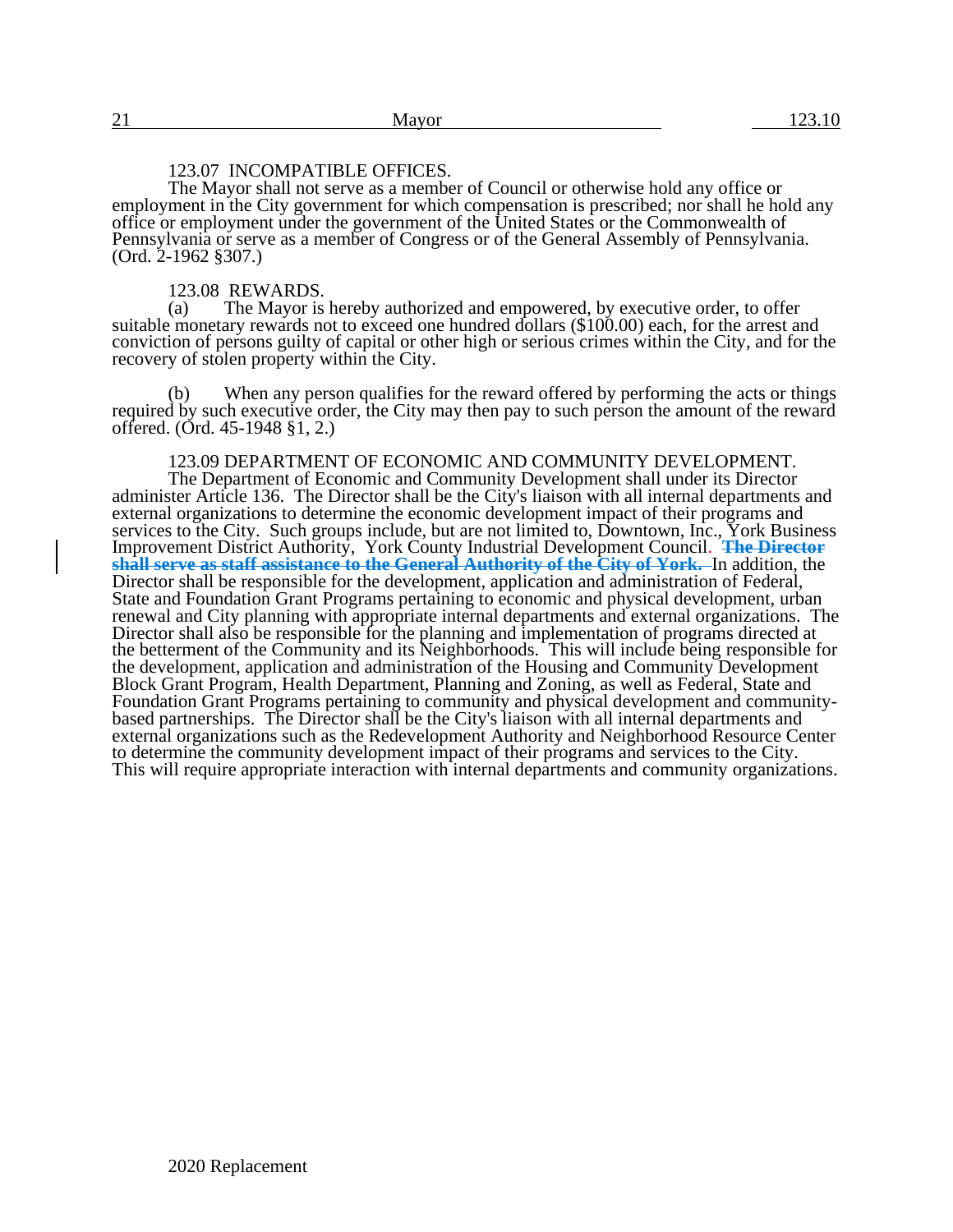## 123.07 INCOMPATIBLE OFFICES.

The Mayor shall not serve as a member of Council or otherwise hold any office or employment in the City government for which compensation is prescribed; nor shall he hold any office or employment under the government of the United States or the Commonwealth of Pennsylvania or serve as a member of Congress or of the General Assembly of Pennsylvania. (Ord. 2-1962 §307.)

## 123.08 REWARDS.

(a) The Mayor is hereby authorized and empowered, by executive order, to offer suitable monetary rewards not to exceed one hundred dollars ($100.00) each, for the arrest and conviction of persons guilty of capital or other high or serious crimes within the City, and for the recovery of stolen property within the City.

(b) When any person qualifies for the reward offered by performing the acts or things required by such executive order, the City may then pay to such person the amount of the reward offered. (Ord. 45-1948 §1, 2.)

## 123.09 DEPARTMENT OF ECONOMIC AND COMMUNITY DEVELOPMENT.

The Department of Economic and Community Development shall under its Director administer Article 136. The Director shall be the City's liaison with all internal departments and external organizations to determine the economic development impact of their programs and services to the City. Such groups include, but are not limited to, Downtown, Inc., York Business Improvement District Authority, York County Industrial Development Council. ~~**The Director shall serve as staff assistance to the General Authority of the City of York.**~~ In addition, the Director shall be responsible for the development, application and administration of Federal, State and Foundation Grant Programs pertaining to economic and physical development, urban renewal and City planning with appropriate internal departments and external organizations. The Director shall also be responsible for the planning and implementation of programs directed at the betterment of the Community and its Neighborhoods. This will include being responsible for the development, application and administration of the Housing and Community Development Block Grant Program, Health Department, Planning and Zoning, as well as Federal, State and Foundation Grant Programs pertaining to community and physical development and community-based partnerships. The Director shall be the City's liaison with all internal departments and external organizations such as the Redevelopment Authority and Neighborhood Resource Center to determine the community development impact of their programs and services to the City. This will require appropriate interaction with internal departments and community organizations.